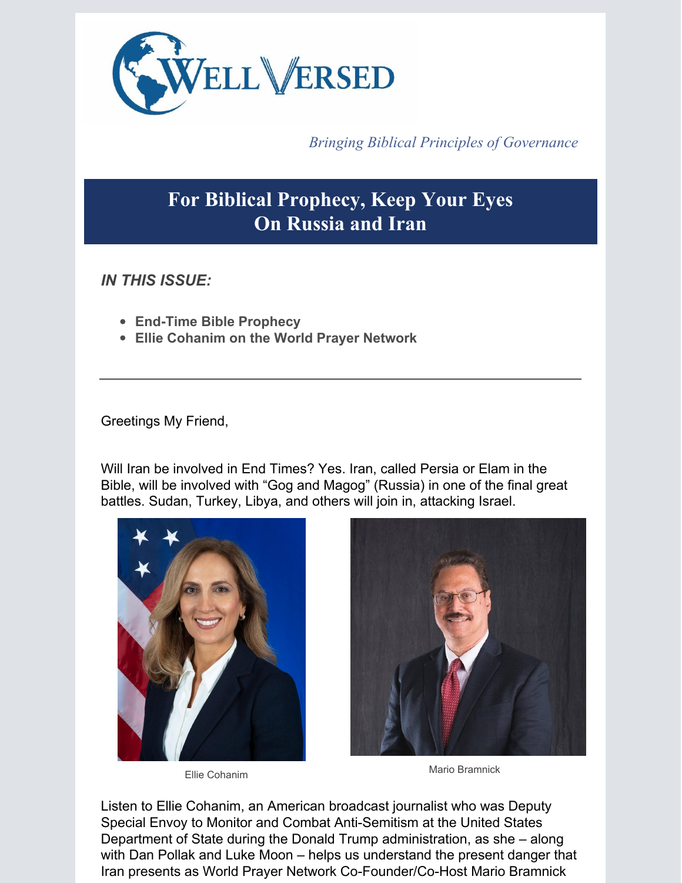# Well Versed

*Bringing Biblical Principles of Governance*

## For Biblical Prophecy, Keep Your Eyes On Russia and Iran

***IN THIS ISSUE:***

- **End-Time Bible Prophecy**
- **Ellie Cohanim on the World Prayer Network**

---

Greetings My Friend,

Will Iran be involved in End Times? Yes. Iran, called Persia or Elam in the Bible, will be involved with "Gog and Magog" (Russia) in one of the final great battles. Sudan, Turkey, Libya, and others will join in, attacking Israel.

Ellie Cohanim

Mario Bramnick

Listen to Ellie Cohanim, an American broadcast journalist who was Deputy Special Envoy to Monitor and Combat Anti-Semitism at the United States Department of State during the Donald Trump administration, as she – along with Dan Pollak and Luke Moon – helps us understand the present danger that Iran presents as World Prayer Network Co-Founder/Co-Host Mario Bramnick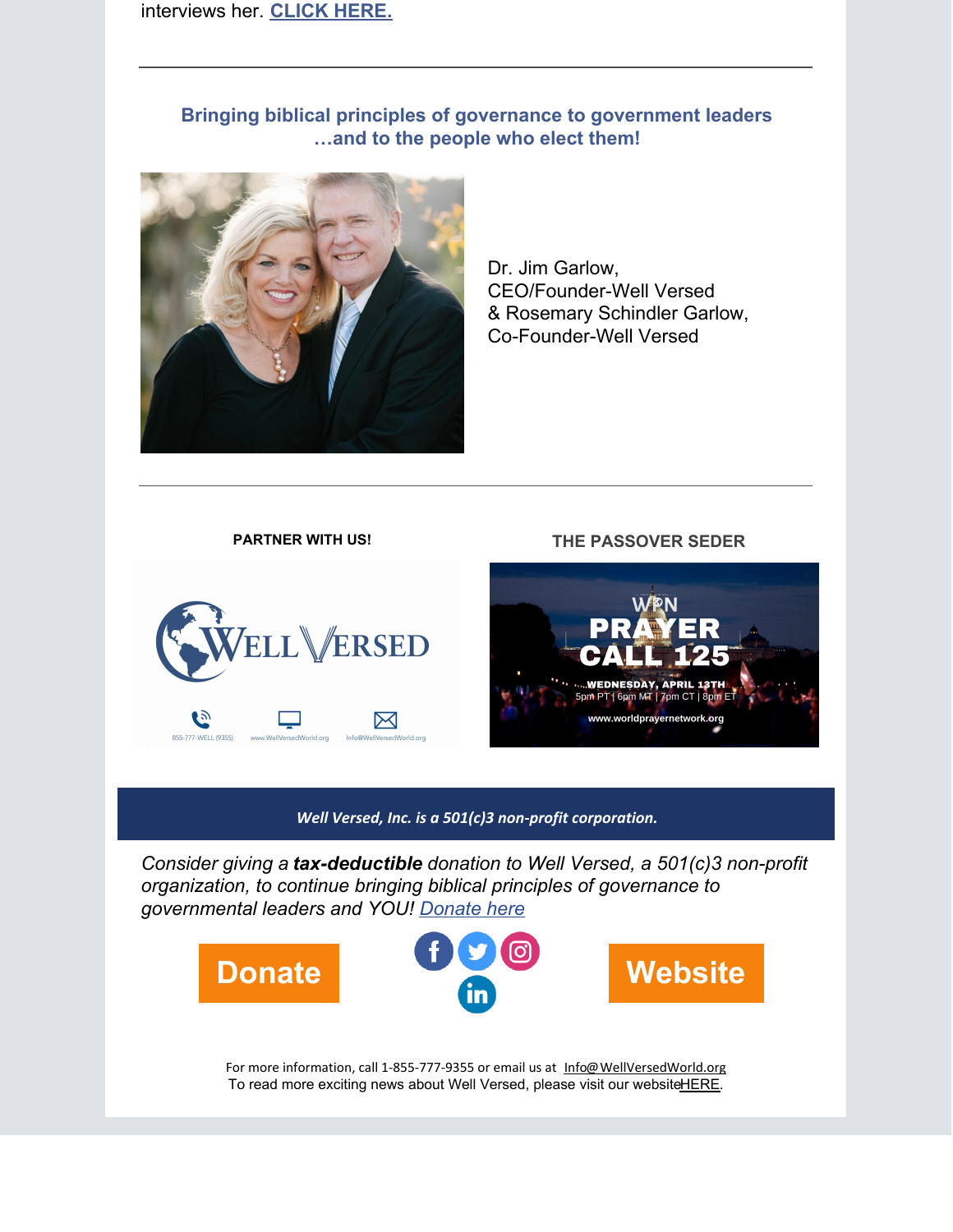interviews her. **CLICK HERE.**

---

**Bringing biblical principles of governance to government leaders ...and to the people who elect them!**

Dr. Jim Garlow,
CEO/Founder-Well Versed
& Rosemary Schindler Garlow,
Co-Founder-Well Versed

---

**PARTNER WITH US!**

**THE PASSOVER SEDER**

*Well Versed, Inc. is a 501(c)3 non-profit corporation.*

*Consider giving a **tax-deductible** donation to Well Versed, a 501(c)3 non-profit organization, to continue bringing biblical principles of governance to governmental leaders and YOU! Donate here*

**Donate**

**Website**

For more information, call 1-855-777-9355 or email us at Info@WellVersedWorld.org
To read more exciting news about Well Versed, please visit our websiteHERE.